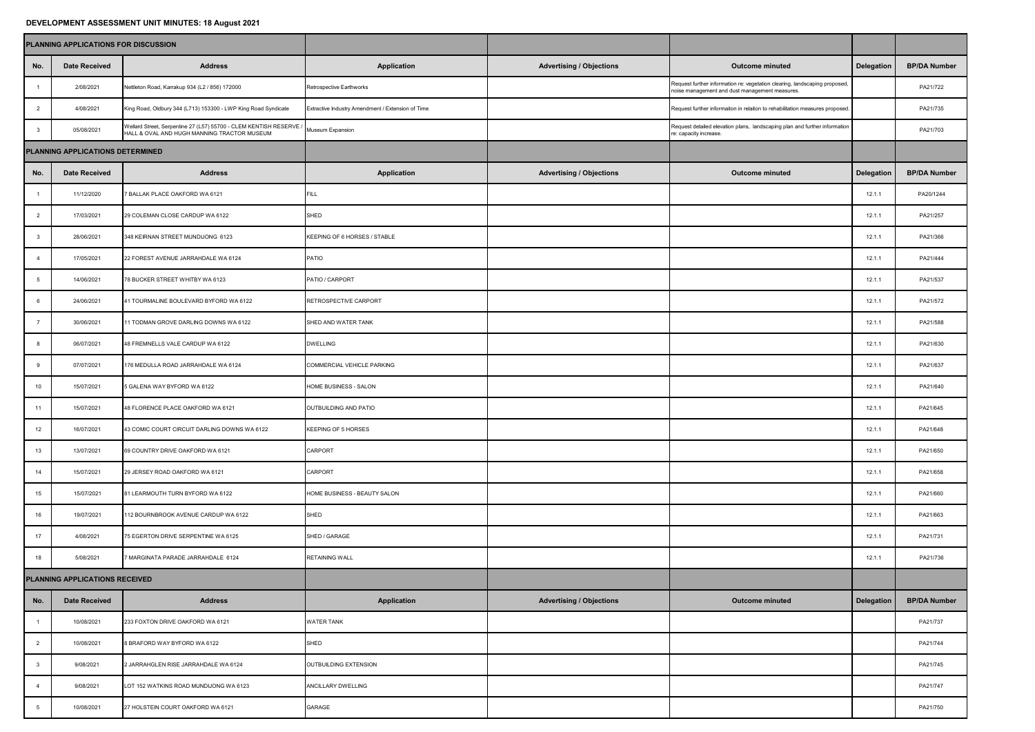**DEVELOPMENT ASSESSMENT UNIT MINUTES: 18 August 2021**

| PLANNING APPLICATIONS FOR DISCUSSION | | | | | | | |
|---|---|---|---|---|---|---|---|
| No. | Date Received | Address | Application | Advertising / Objections | Outcome minuted | Delegation | BP/DA Number |
| 1 | 2/08/2021 | Nettleton Road, Karrakup 934 (L2 / 856) 172000 | Retrospective Earthworks | | Request further information re: vegetation clearing, landscaping proposed, noise management and dust management measures. | | PA21/722 |
| 2 | 4/08/2021 | King Road, Oldbury 344 (L713) 153300 - LWP King Road Syndicate | Extractive Industry Amendment / Extension of Time | | Request further informaiton in relaiton to rehabilitation measures proposed. | | PA21/735 |
| 3 | 05/08/2021 | Wellard Street, Serpentine 27 (L57) 55700 - CLEM KENTISH RESERVE / HALL & OVAL AND HUGH MANNING TRACTOR MUSEUM | Museum Expansion | | Request detailed elevation plans, landscaping plan and further information re: capacity increase. | | PA21/703 |
| **PLANNING APPLICATIONS DETERMINED** | | | | | | | |
| No. | Date Received | Address | Application | Advertising / Objections | Outcome minuted | Delegation | BP/DA Number |
| 1 | 11/12/2020 | 7 BALLAK PLACE OAKFORD WA 6121 | FILL | | | 12.1.1 | PA20/1244 |
| 2 | 17/03/2021 | 29 COLEMAN CLOSE CARDUP WA 6122 | SHED | | | 12.1.1 | PA21/257 |
| 3 | 28/06/2021 | 348 KEIRNAN STREET MUNDIJONG 6123 | KEEPING OF 6 HORSES / STABLE | | | 12.1.1 | PA21/366 |
| 4 | 17/05/2021 | 22 FOREST AVENUE JARRAHDALE WA 6124 | PATIO | | | 12.1.1 | PA21/444 |
| 5 | 14/06/2021 | 78 BUCKER STREET WHITBY WA 6123 | PATIO / CARPORT | | | 12.1.1 | PA21/537 |
| 6 | 24/06/2021 | 41 TOURMALINE BOULEVARD BYFORD WA 6122 | RETROSPECTIVE CARPORT | | | 12.1.1 | PA21/572 |
| 7 | 30/06/2021 | 11 TODMAN GROVE DARLING DOWNS WA 6122 | SHED AND WATER TANK | | | 12.1.1 | PA21/588 |
| 8 | 06/07/2021 | 48 FREMNELLS VALE CARDUP WA 6122 | DWELLING | | | 12.1.1 | PA21/630 |
| 9 | 07/07/2021 | 176 MEDULLA ROAD JARRAHDALE WA 6124 | COMMERCIAL VEHICLE PARKING | | | 12.1.1 | PA21/637 |
| 10 | 15/07/2021 | 5 GALENA WAY BYFORD WA 6122 | HOME BUSINESS - SALON | | | 12.1.1 | PA21/640 |
| 11 | 15/07/2021 | 48 FLORENCE PLACE OAKFORD WA 6121 | OUTBUILDING AND PATIO | | | 12.1.1 | PA21/645 |
| 12 | 16/07/2021 | 43 COMIC COURT CIRCUIT DARLING DOWNS WA 6122 | KEEPING OF 5 HORSES | | | 12.1.1 | PA21/648 |
| 13 | 13/07/2021 | 69 COUNTRY DRIVE OAKFORD WA 6121 | CARPORT | | | 12.1.1 | PA21/650 |
| 14 | 15/07/2021 | 29 JERSEY ROAD OAKFORD WA 6121 | CARPORT | | | 12.1.1 | PA21/658 |
| 15 | 15/07/2021 | 81 LEARMOUTH TURN BYFORD WA 6122 | HOME BUSINESS - BEAUTY SALON | | | 12.1.1 | PA21/660 |
| 16 | 19/07/2021 | 112 BOURNBROOK AVENUE CARDUP WA 6122 | SHED | | | 12.1.1 | PA21/663 |
| 17 | 4/08/2021 | 75 EGERTON DRIVE SERPENTINE WA 6125 | SHED / GARAGE | | | 12.1.1 | PA21/731 |
| 18 | 5/08/2021 | 7 MARGINATA PARADE JARRAHDALE 6124 | RETAINING WALL | | | 12.1.1 | PA21/736 |
| **PLANNING APPLICATIONS RECEIVED** | | | | | | | |
| No. | Date Received | Address | Application | Advertising / Objections | Outcome minuted | Delegation | BP/DA Number |
| 1 | 10/08/2021 | 233 FOXTON DRIVE OAKFORD WA 6121 | WATER TANK | | | | PA21/737 |
| 2 | 10/08/2021 | 8 BRAFORD WAY BYFORD WA 6122 | SHED | | | | PA21/744 |
| 3 | 9/08/2021 | 2 JARRAHGLEN RISE JARRAHDALE WA 6124 | OUTBUILDING EXTENSION | | | | PA21/745 |
| 4 | 9/08/2021 | LOT 152 WATKINS ROAD MUNDIJONG WA 6123 | ANCILLARY DWELLING | | | | PA21/747 |
| 5 | 10/08/2021 | 27 HOLSTEIN COURT OAKFORD WA 6121 | GARAGE | | | | PA21/750 |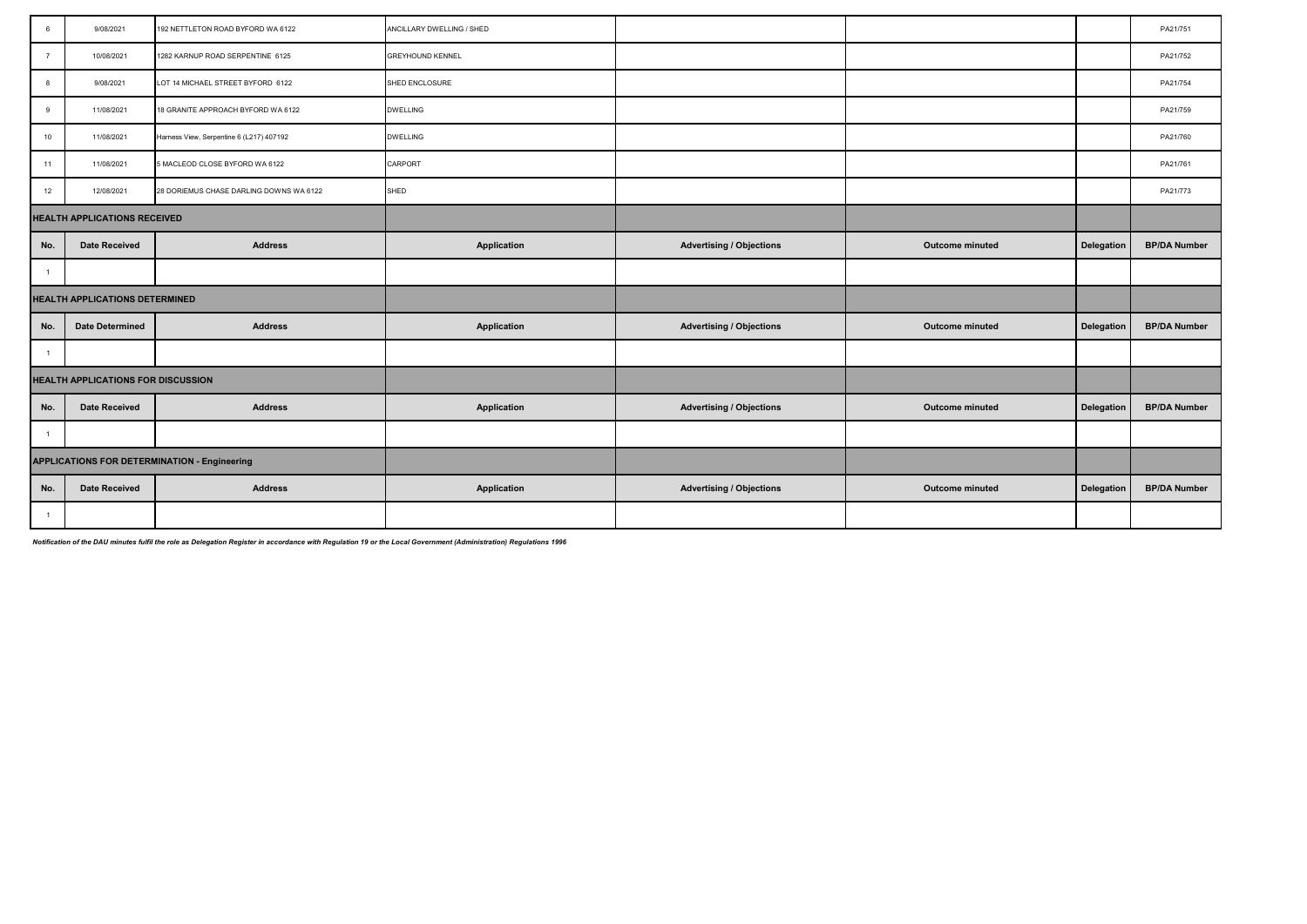| | | | | | | | |
|---|---|---|---|---|---|---|---|
| 6 | 9/08/2021 | 192 NETTLETON ROAD BYFORD WA 6122 | ANCILLARY DWELLING / SHED | | | | PA21/751 |
| 7 | 10/08/2021 | 1282 KARNUP ROAD SERPENTINE 6125 | GREYHOUND KENNEL | | | | PA21/752 |
| 8 | 9/08/2021 | LOT 14 MICHAEL STREET BYFORD 6122 | SHED ENCLOSURE | | | | PA21/754 |
| 9 | 11/08/2021 | 18 GRANITE APPROACH BYFORD WA 6122 | DWELLING | | | | PA21/759 |
| 10 | 11/08/2021 | Harness View, Serpentine 6 (L217) 407192 | DWELLING | | | | PA21/760 |
| 11 | 11/08/2021 | 5 MACLEOD CLOSE BYFORD WA 6122 | CARPORT | | | | PA21/761 |
| 12 | 12/08/2021 | 28 DORIEMUS CHASE DARLING DOWNS WA 6122 | SHED | | | | PA21/773 |

**HEALTH APPLICATIONS RECEIVED**

| No. | Date Received | Address | Application | Advertising / Objections | Outcome minuted | Delegation | BP/DA Number |
|---|---|---|---|---|---|---|---|
| 1 | | | | | | | |

**HEALTH APPLICATIONS DETERMINED**

| No. | Date Determined | Address | Application | Advertising / Objections | Outcome minuted | Delegation | BP/DA Number |
|---|---|---|---|---|---|---|---|
| 1 | | | | | | | |

**HEALTH APPLICATIONS FOR DISCUSSION**

| No. | Date Received | Address | Application | Advertising / Objections | Outcome minuted | Delegation | BP/DA Number |
|---|---|---|---|---|---|---|---|
| 1 | | | | | | | |

**APPLICATIONS FOR DETERMINATION - Engineering**

| No. | Date Received | Address | Application | Advertising / Objections | Outcome minuted | Delegation | BP/DA Number |
|---|---|---|---|---|---|---|---|
| 1 | | | | | | | |

***Notification of the DAU minutes fulfil the role as Delegation Register in accordance with Regulation 19 or the Local Government (Administration) Regulations 1996***